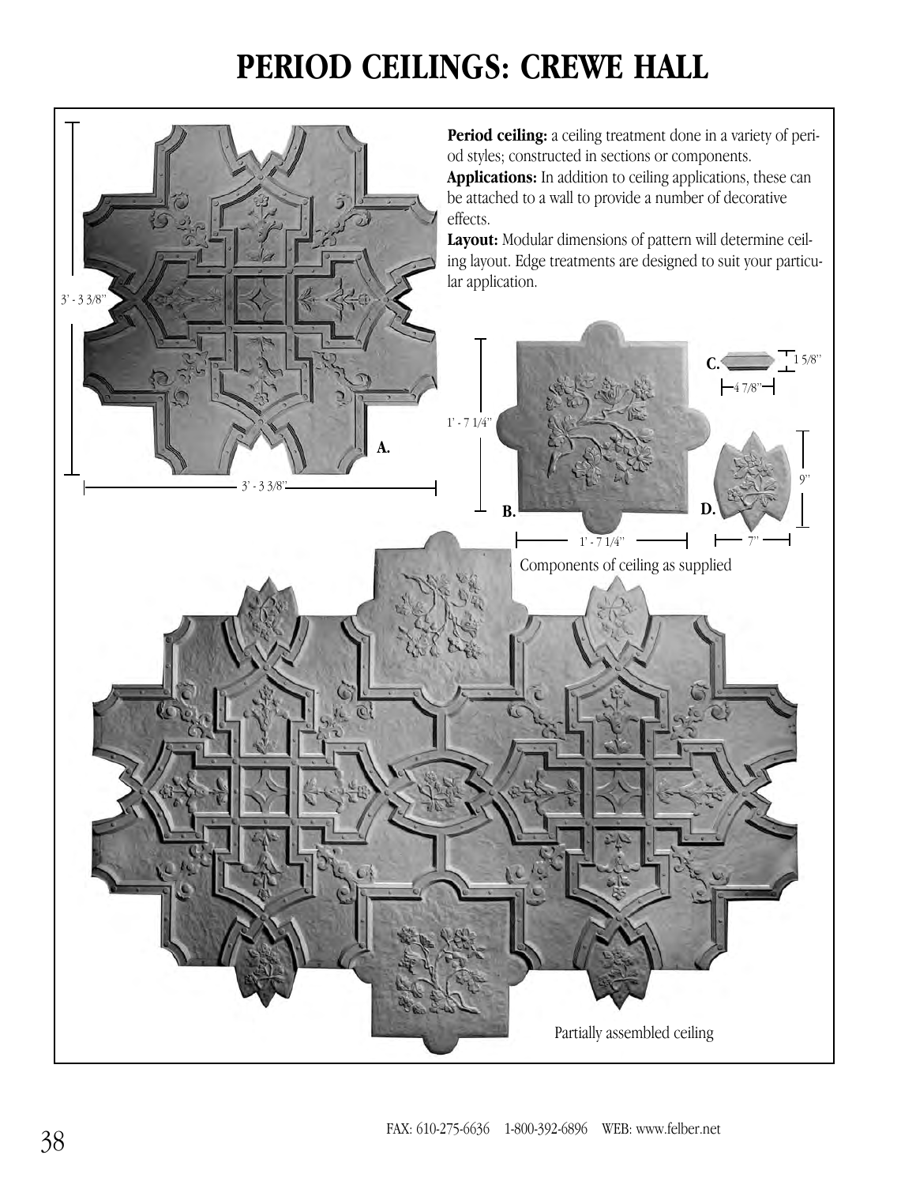# PERIOD CEILINGS: CREWE HALL

**Period ceiling:** a ceiling treatment done in a variety of period styles; constructed in sections or components.

**Applications:** In addition to ceiling applications, these can be attached to a wall to provide a number of decorative effects.

**Layout:** Modular dimensions of pattern will determine ceiling layout. Edge treatments are designed to suit your particular application.

3' - 3 3/8"

3' - 3 3/8"

**A.**

1' - 7 1/4"

1' - 7 1/4"

**B.**

**C.**

1 5/8"

4 7/8"

**D.**

9"

7"

Components of ceiling as supplied

Partially assembled ceiling

FAX: 610-275-6636 1-800-392-6896 WEB: www.felber.net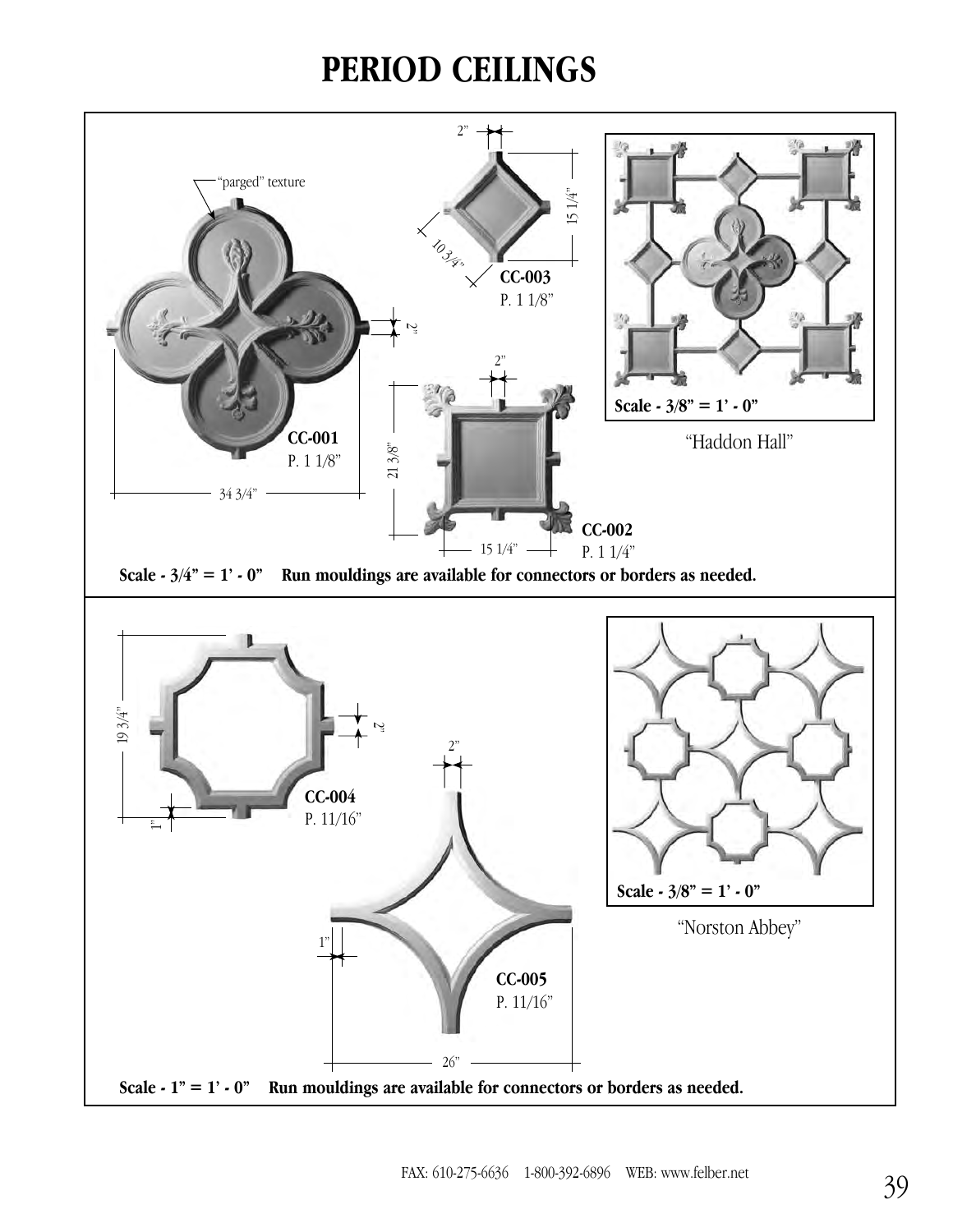# PERIOD CEILINGS

"parged" texture

2"

15 1/4"

10 3/4"

**CC-003**
P. 1 1/8"

2"

**CC-001**
P. 1 1/8"

34 3/4"

2"

21 3/8"

15 1/4"

**CC-002**
P. 1 1/4"

**Scale - 3/8" = 1' - 0"**

"Haddon Hall"

**Scale - 3/4" = 1' - 0"   Run mouldings are available for connectors or borders as needed.**

19 3/4"

2"

1"

**CC-004**
P. 11/16"

2"

1"

**CC-005**
P. 11/16"

26"

**Scale - 3/8" = 1' - 0"**

"Norston Abbey"

**Scale - 1" = 1' - 0"   Run mouldings are available for connectors or borders as needed.**

FAX: 610-275-6636   1-800-392-6896   WEB: www.felber.net